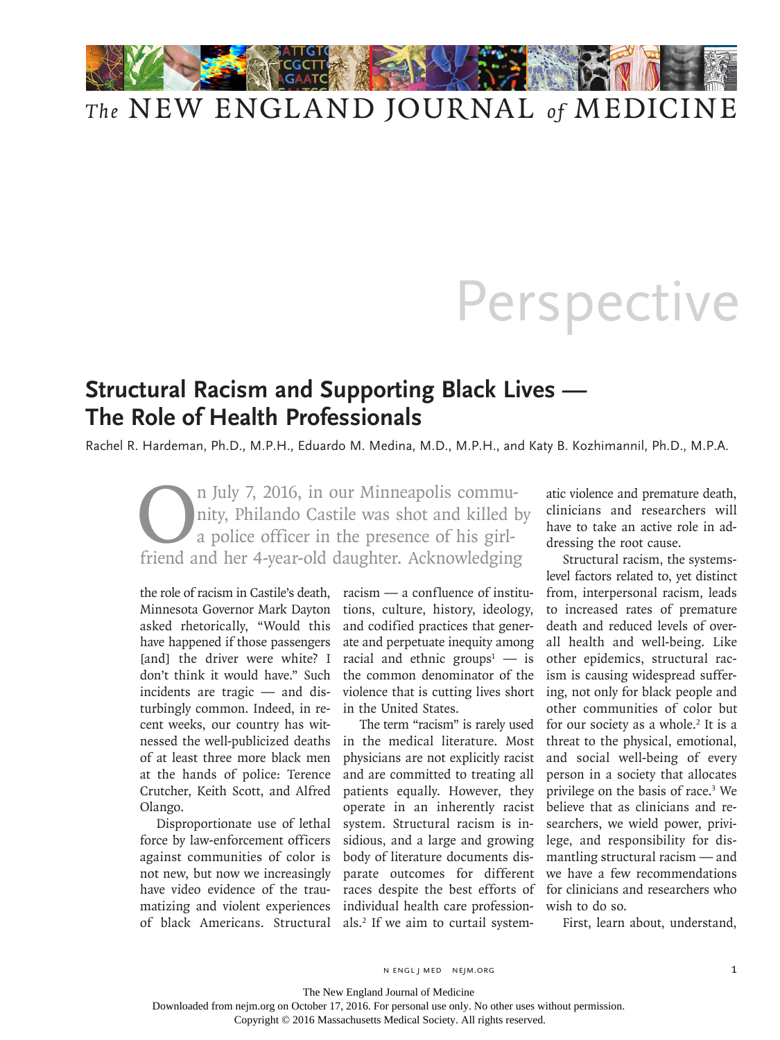# Perspective

## Structural Racism and Supporting Black Lives — The Role of Health Professionals

Rachel R. Hardeman, Ph.D., M.P.H., Eduardo M. Medina, M.D., M.P.H., and Katy B. Kozhimannil, Ph.D., M.P.A.

On July 7, 2016, in our Minneapolis community, Philando Castile was shot and killed by a police officer in the presence of his girlfriend and her 4-year-old daughter. Acknowledging the role of racism in Castile's death, Minnesota Governor Mark Dayton asked rhetorically, "Would this have happened if those passengers [and] the driver were white? I don't think it would have." Such incidents are tragic — and disturbingly common. Indeed, in recent weeks, our country has witnessed the well-publicized deaths of at least three more black men at the hands of police: Terence Crutcher, Keith Scott, and Alfred Olango.

Disproportionate use of lethal force by law-enforcement officers against communities of color is not new, but now we increasingly have video evidence of the traumatizing and violent experiences of black Americans. Structural racism — a confluence of institutions, culture, history, ideology, and codified practices that generate and perpetuate inequity among racial and ethnic groups[1] — is the common denominator of the violence that is cutting lives short in the United States.

The term "racism" is rarely used in the medical literature. Most physicians are not explicitly racist and are committed to treating all patients equally. However, they operate in an inherently racist system. Structural racism is insidious, and a large and growing body of literature documents disparate outcomes for different races despite the best efforts of individual health care professionals.[2] If we aim to curtail systematic violence and premature death, clinicians and researchers will have to take an active role in addressing the root cause.

Structural racism, the systems-level factors related to, yet distinct from, interpersonal racism, leads to increased rates of premature death and reduced levels of overall health and well-being. Like other epidemics, structural racism is causing widespread suffering, not only for black people and other communities of color but for our society as a whole.[2] It is a threat to the physical, emotional, and social well-being of every person in a society that allocates privilege on the basis of race.[3] We believe that as clinicians and researchers, we wield power, privilege, and responsibility for dismantling structural racism — and we have a few recommendations for clinicians and researchers who wish to do so.

First, learn about, understand,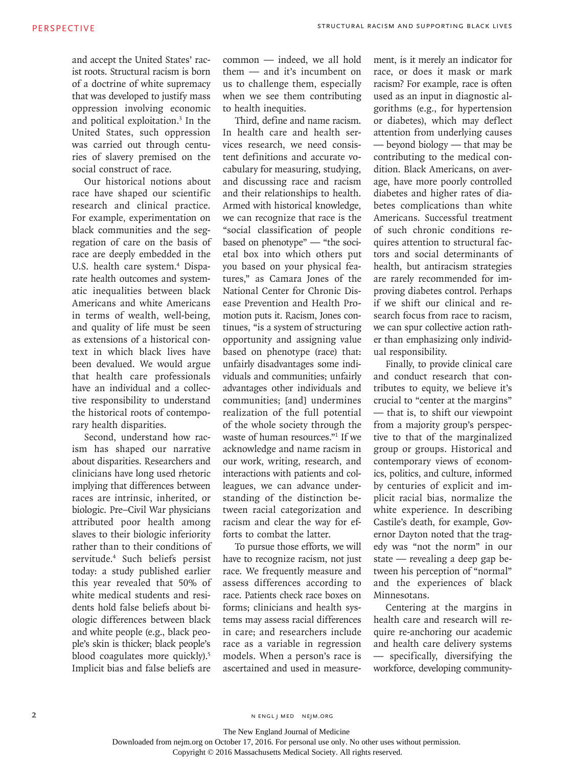and accept the United States' racist roots. Structural racism is born of a doctrine of white supremacy that was developed to justify mass oppression involving economic and political exploitation.[3] In the United States, such oppression was carried out through centuries of slavery premised on the social construct of race.

Our historical notions about race have shaped our scientific research and clinical practice. For example, experimentation on black communities and the segregation of care on the basis of race are deeply embedded in the U.S. health care system.[4] Disparate health outcomes and systematic inequalities between black Americans and white Americans in terms of wealth, well-being, and quality of life must be seen as extensions of a historical context in which black lives have been devalued. We would argue that health care professionals have an individual and a collective responsibility to understand the historical roots of contemporary health disparities.

Second, understand how racism has shaped our narrative about disparities. Researchers and clinicians have long used rhetoric implying that differences between races are intrinsic, inherited, or biologic. Pre–Civil War physicians attributed poor health among slaves to their biologic inferiority rather than to their conditions of servitude.[4] Such beliefs persist today: a study published earlier this year revealed that 50% of white medical students and residents hold false beliefs about biologic differences between black and white people (e.g., black people's skin is thicker; black people's blood coagulates more quickly).[5] Implicit bias and false beliefs are common — indeed, we all hold them — and it's incumbent on us to challenge them, especially when we see them contributing to health inequities.

Third, define and name racism. In health care and health services research, we need consistent definitions and accurate vocabulary for measuring, studying, and discussing race and racism and their relationships to health. Armed with historical knowledge, we can recognize that race is the "social classification of people based on phenotype" — "the societal box into which others put you based on your physical features," as Camara Jones of the National Center for Chronic Disease Prevention and Health Promotion puts it. Racism, Jones continues, "is a system of structuring opportunity and assigning value based on phenotype (race) that: unfairly disadvantages some individuals and communities; unfairly advantages other individuals and communities; [and] undermines realization of the full potential of the whole society through the waste of human resources."[1] If we acknowledge and name racism in our work, writing, research, and interactions with patients and colleagues, we can advance understanding of the distinction between racial categorization and racism and clear the way for efforts to combat the latter.

To pursue those efforts, we will have to recognize racism, not just race. We frequently measure and assess differences according to race. Patients check race boxes on forms; clinicians and health systems may assess racial differences in care; and researchers include race as a variable in regression models. When a person's race is ascertained and used in measurement, is it merely an indicator for race, or does it mask or mark racism? For example, race is often used as an input in diagnostic algorithms (e.g., for hypertension or diabetes), which may deflect attention from underlying causes — beyond biology — that may be contributing to the medical condition. Black Americans, on average, have more poorly controlled diabetes and higher rates of diabetes complications than white Americans. Successful treatment of such chronic conditions requires attention to structural factors and social determinants of health, but antiracism strategies are rarely recommended for improving diabetes control. Perhaps if we shift our clinical and research focus from race to racism, we can spur collective action rather than emphasizing only individual responsibility.

Finally, to provide clinical care and conduct research that contributes to equity, we believe it's crucial to "center at the margins" — that is, to shift our viewpoint from a majority group's perspective to that of the marginalized group or groups. Historical and contemporary views of economics, politics, and culture, informed by centuries of explicit and implicit racial bias, normalize the white experience. In describing Castile's death, for example, Governor Dayton noted that the tragedy was "not the norm" in our state — revealing a deep gap between his perception of "normal" and the experiences of black Minnesotans.

Centering at the margins in health care and research will require re-anchoring our academic and health care delivery systems — specifically, diversifying the workforce, developing community-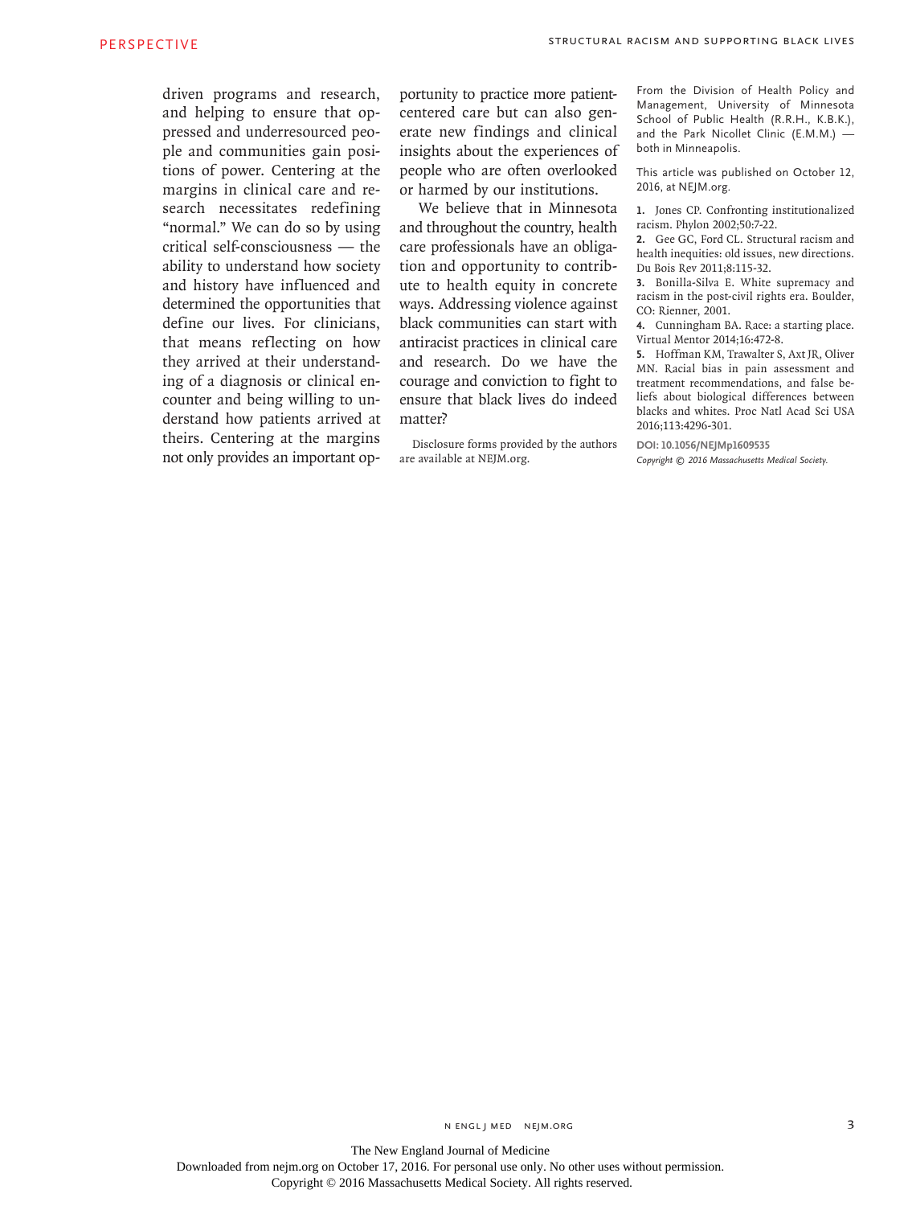driven programs and research, and helping to ensure that oppressed and underresourced people and communities gain positions of power. Centering at the margins in clinical care and research necessitates redefining "normal." We can do so by using critical self-consciousness — the ability to understand how society and history have influenced and determined the opportunities that define our lives. For clinicians, that means reflecting on how they arrived at their understanding of a diagnosis or clinical encounter and being willing to understand how patients arrived at theirs. Centering at the margins not only provides an important opportunity to practice more patient-centered care but can also generate new findings and clinical insights about the experiences of people who are often overlooked or harmed by our institutions.

We believe that in Minnesota and throughout the country, health care professionals have an obligation and opportunity to contribute to health equity in concrete ways. Addressing violence against black communities can start with antiracist practices in clinical care and research. Do we have the courage and conviction to fight to ensure that black lives do indeed matter?

Disclosure forms provided by the authors are available at NEJM.org.

From the Division of Health Policy and Management, University of Minnesota School of Public Health (R.R.H., K.B.K.), and the Park Nicollet Clinic (E.M.M.) — both in Minneapolis.

This article was published on October 12, 2016, at NEJM.org.

1. Jones CP. Confronting institutionalized racism. Phylon 2002;50:7-22.
2. Gee GC, Ford CL. Structural racism and health inequities: old issues, new directions. Du Bois Rev 2011;8:115-32.
3. Bonilla-Silva E. White supremacy and racism in the post-civil rights era. Boulder, CO: Rienner, 2001.
4. Cunningham BA. Race: a starting place. Virtual Mentor 2014;16:472-8.
5. Hoffman KM, Trawalter S, Axt JR, Oliver MN. Racial bias in pain assessment and treatment recommendations, and false beliefs about biological differences between blacks and whites. Proc Natl Acad Sci USA 2016;113:4296-301.

DOI: 10.1056/NEJMp1609535

*Copyright © 2016 Massachusetts Medical Society.*